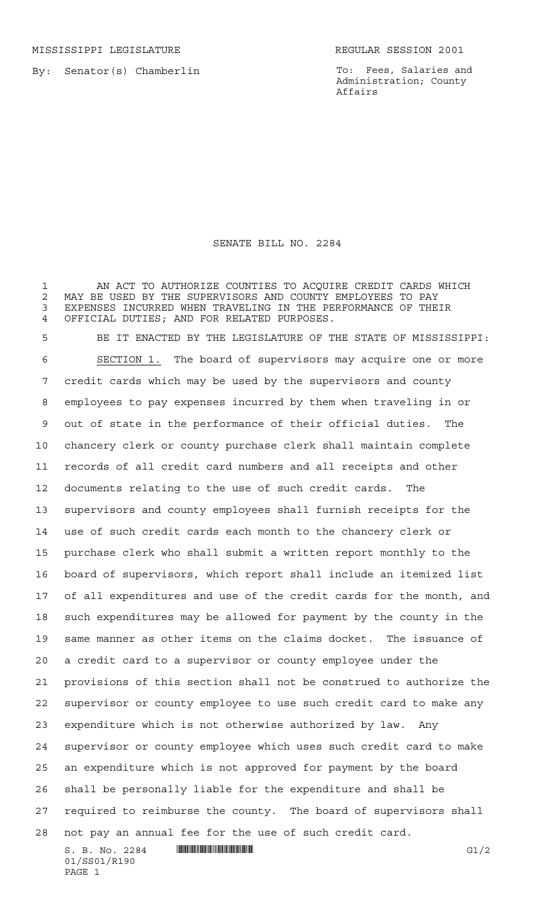MISSISSIPPI LEGISLATURE REGULAR SESSION 2001

By: Senator(s) Chamberlin

To: Fees, Salaries and Administration; County Affairs

# SENATE BILL NO. 2284

AN ACT TO AUTHORIZE COUNTIES TO ACQUIRE CREDIT CARDS WHICH MAY BE USED BY THE SUPERVISORS AND COUNTY EMPLOYEES TO PAY EXPENSES INCURRED WHEN TRAVELING IN THE PERFORMANCE OF THEIR OFFICIAL DUTIES; AND FOR RELATED PURPOSES.

BE IT ENACTED BY THE LEGISLATURE OF THE STATE OF MISSISSIPPI:

SECTION 1. The board of supervisors may acquire one or more credit cards which may be used by the supervisors and county employees to pay expenses incurred by them when traveling in or out of state in the performance of their official duties. The chancery clerk or county purchase clerk shall maintain complete records of all credit card numbers and all receipts and other documents relating to the use of such credit cards. The supervisors and county employees shall furnish receipts for the use of such credit cards each month to the chancery clerk or purchase clerk who shall submit a written report monthly to the board of supervisors, which report shall include an itemized list of all expenditures and use of the credit cards for the month, and such expenditures may be allowed for payment by the county in the same manner as other items on the claims docket. The issuance of a credit card to a supervisor or county employee under the provisions of this section shall not be construed to authorize the supervisor or county employee to use such credit card to make any expenditure which is not otherwise authorized by law. Any supervisor or county employee which uses such credit card to make an expenditure which is not approved for payment by the board shall be personally liable for the expenditure and shall be required to reimburse the county. The board of supervisors shall not pay an annual fee for the use of such credit card.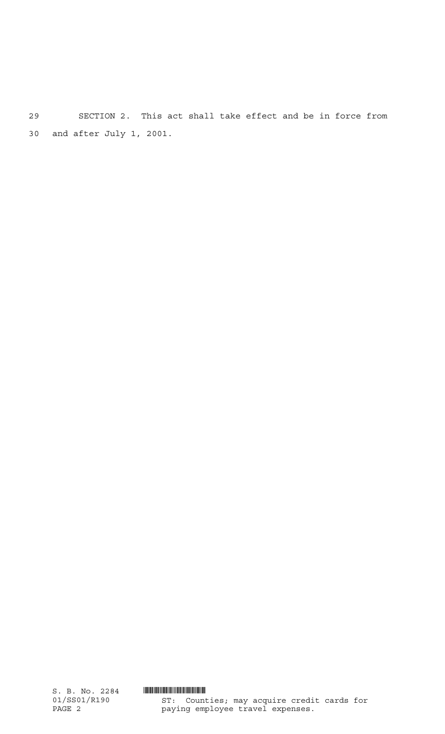29 SECTION 2. This act shall take effect and be in force from

30 and after July 1, 2001.

S. B. No. 2284
01/SS01/R190
PAGE 2

ST: Counties; may acquire credit cards for paying employee travel expenses.